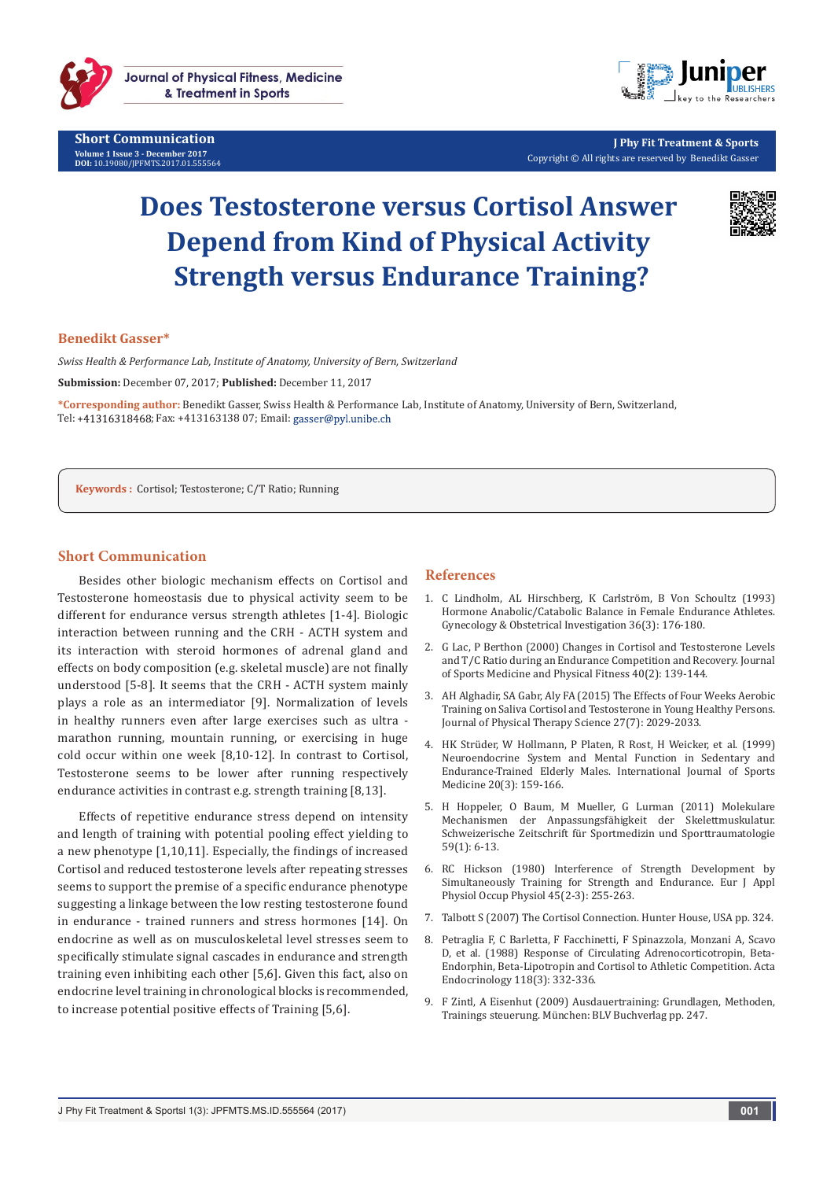# Does Testosterone versus Cortisol Answer Depend from Kind of Physical Activity Strength versus Endurance Training?

**Benedikt Gasser***

*Swiss Health & Performance Lab, Institute of Anatomy, University of Bern, Switzerland*

**Submission:** December 07, 2017; **Published:** December 11, 2017

***Corresponding author:** Benedikt Gasser, Swiss Health & Performance Lab, Institute of Anatomy, University of Bern, Switzerland, Tel: +41316318468; Fax: +413163138 07; Email: gasser@pyl.unibe.ch

**Keywords :** Cortisol; Testosterone; C/T Ratio; Running

## Short Communication

Besides other biologic mechanism effects on Cortisol and Testosterone homeostasis due to physical activity seem to be different for endurance versus strength athletes [1-4]. Biologic interaction between running and the CRH - ACTH system and its interaction with steroid hormones of adrenal gland and effects on body composition (e.g. skeletal muscle) are not finally understood [5-8]. It seems that the CRH - ACTH system mainly plays a role as an intermediator [9]. Normalization of levels in healthy runners even after large exercises such as ultra - marathon running, mountain running, or exercising in huge cold occur within one week [8,10-12]. In contrast to Cortisol, Testosterone seems to be lower after running respectively endurance activities in contrast e.g. strength training [8,13].

Effects of repetitive endurance stress depend on intensity and length of training with potential pooling effect yielding to a new phenotype [1,10,11]. Especially, the findings of increased Cortisol and reduced testosterone levels after repeating stresses seems to support the premise of a specific endurance phenotype suggesting a linkage between the low resting testosterone found in endurance - trained runners and stress hormones [14]. On endocrine as well as on musculoskeletal level stresses seem to specifically stimulate signal cascades in endurance and strength training even inhibiting each other [5,6]. Given this fact, also on endocrine level training in chronological blocks is recommended, to increase potential positive effects of Training [5,6].

## References

1. C Lindholm, AL Hirschberg, K Carlström, B Von Schoultz (1993) Hormone Anabolic/Catabolic Balance in Female Endurance Athletes. Gynecology & Obstetrical Investigation 36(3): 176-180.
2. G Lac, P Berthon (2000) Changes in Cortisol and Testosterone Levels and T/C Ratio during an Endurance Competition and Recovery. Journal of Sports Medicine and Physical Fitness 40(2): 139-144.
3. AH Alghadir, SA Gabr, Aly FA (2015) The Effects of Four Weeks Aerobic Training on Saliva Cortisol and Testosterone in Young Healthy Persons. Journal of Physical Therapy Science 27(7): 2029-2033.
4. HK Strüder, W Hollmann, P Platen, R Rost, H Weicker, et al. (1999) Neuroendocrine System and Mental Function in Sedentary and Endurance-Trained Elderly Males. International Journal of Sports Medicine 20(3): 159-166.
5. H Hoppeler, O Baum, M Mueller, G Lurman (2011) Molekulare Mechanismen der Anpassungsfähigkeit der Skelettmuskulatur. Schweizerische Zeitschrift für Sportmedizin und Sporttraumatologie 59(1): 6-13.
6. RC Hickson (1980) Interference of Strength Development by Simultaneously Training for Strength and Endurance. Eur J Appl Physiol Occup Physiol 45(2-3): 255-263.
7. Talbott S (2007) The Cortisol Connection. Hunter House, USA pp. 324.
8. Petraglia F, C Barletta, F Facchinetti, F Spinazzola, Monzani A, Scavo D, et al. (1988) Response of Circulating Adrenocorticotropin, Beta-Endorphin, Beta-Lipotropin and Cortisol to Athletic Competition. Acta Endocrinology 118(3): 332-336.
9. F Zintl, A Eisenhut (2009) Ausdauertraining: Grundlagen, Methoden, Trainings steuerung. München: BLV Buchverlag pp. 247.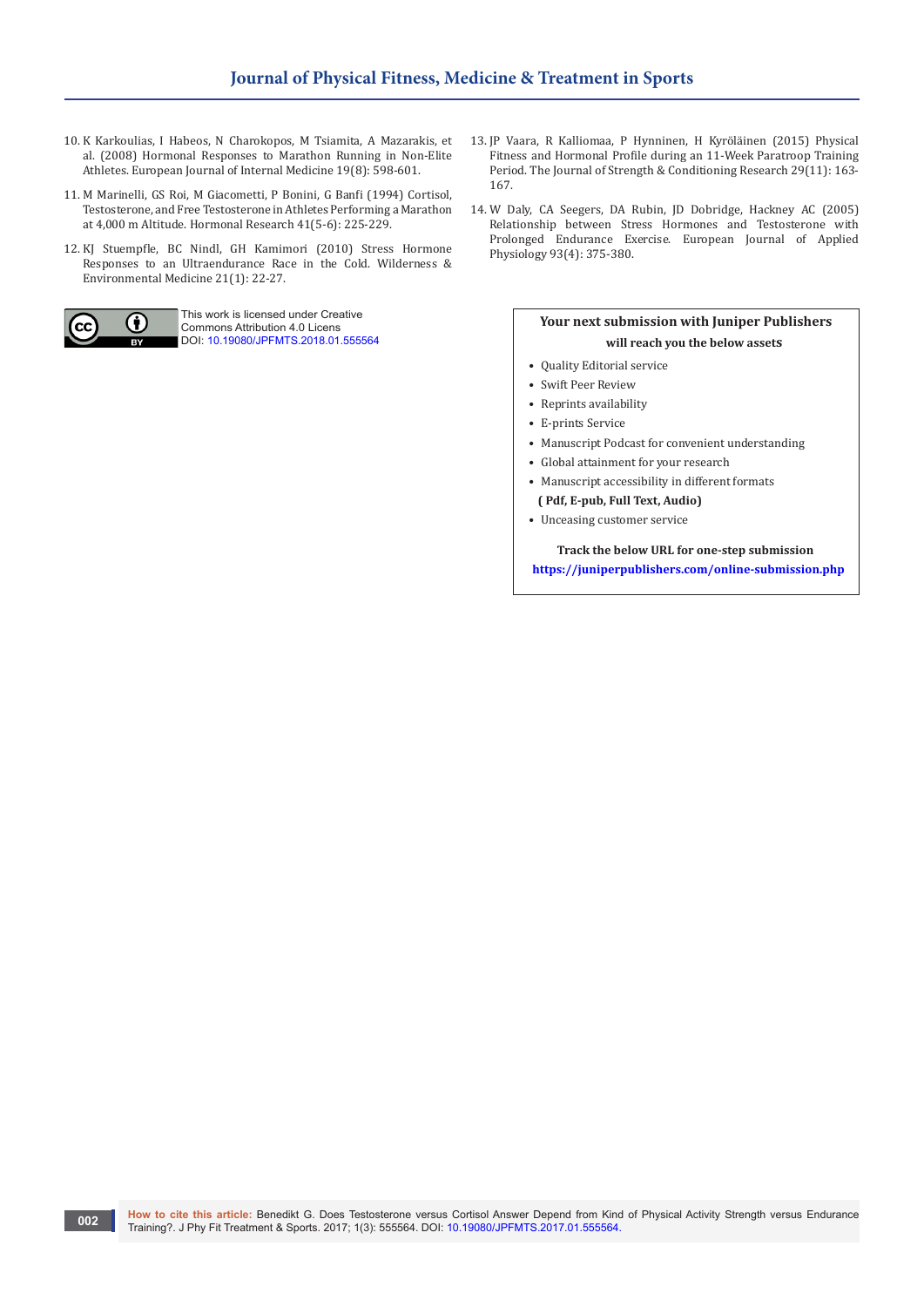10. K Karkoulias, I Habeos, N Charokopos, M Tsiamita, A Mazarakis, et al. (2008) Hormonal Responses to Marathon Running in Non-Elite Athletes. European Journal of Internal Medicine 19(8): 598-601.

11. M Marinelli, GS Roi, M Giacometti, P Bonini, G Banfi (1994) Cortisol, Testosterone, and Free Testosterone in Athletes Performing a Marathon at 4,000 m Altitude. Hormonal Research 41(5-6): 225-229.

12. KJ Stuempfle, BC Nindl, GH Kamimori (2010) Stress Hormone Responses to an Ultraendurance Race in the Cold. Wilderness & Environmental Medicine 21(1): 22-27.

13. JP Vaara, R Kalliomaa, P Hynninen, H Kyröläinen (2015) Physical Fitness and Hormonal Profile during an 11-Week Paratroop Training Period. The Journal of Strength & Conditioning Research 29(11): 163-167.

14. W Daly, CA Seegers, DA Rubin, JD Dobridge, Hackney AC (2005) Relationship between Stress Hormones and Testosterone with Prolonged Endurance Exercise. European Journal of Applied Physiology 93(4): 375-380.

This work is licensed under Creative Commons Attribution 4.0 Licens
DOI: 10.19080/JPFMTS.2018.01.555564

**Your next submission with Juniper Publishers**
**will reach you the below assets**

- Quality Editorial service
- Swift Peer Review
- Reprints availability
- E-prints Service
- Manuscript Podcast for convenient understanding
- Global attainment for your research
- Manuscript accessibility in different formats
  **( Pdf, E-pub, Full Text, Audio)**
- Unceasing customer service

**Track the below URL for one-step submission**
**https://juniperpublishers.com/online-submission.php**

**How to cite this article:** Benedikt G. Does Testosterone versus Cortisol Answer Depend from Kind of Physical Activity Strength versus Endurance Training?. J Phy Fit Treatment & Sports. 2017; 1(3): 555564. DOI: 10.19080/JPFMTS.2017.01.555564.